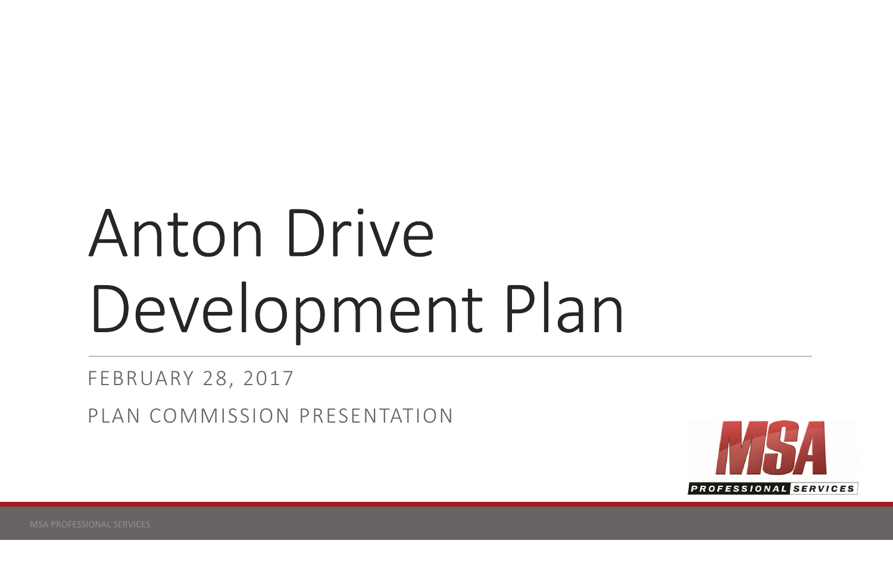# Anton Drive Development Plan

FEBRUARY 28, 2017

PLAN COMMISSION PRESENTATION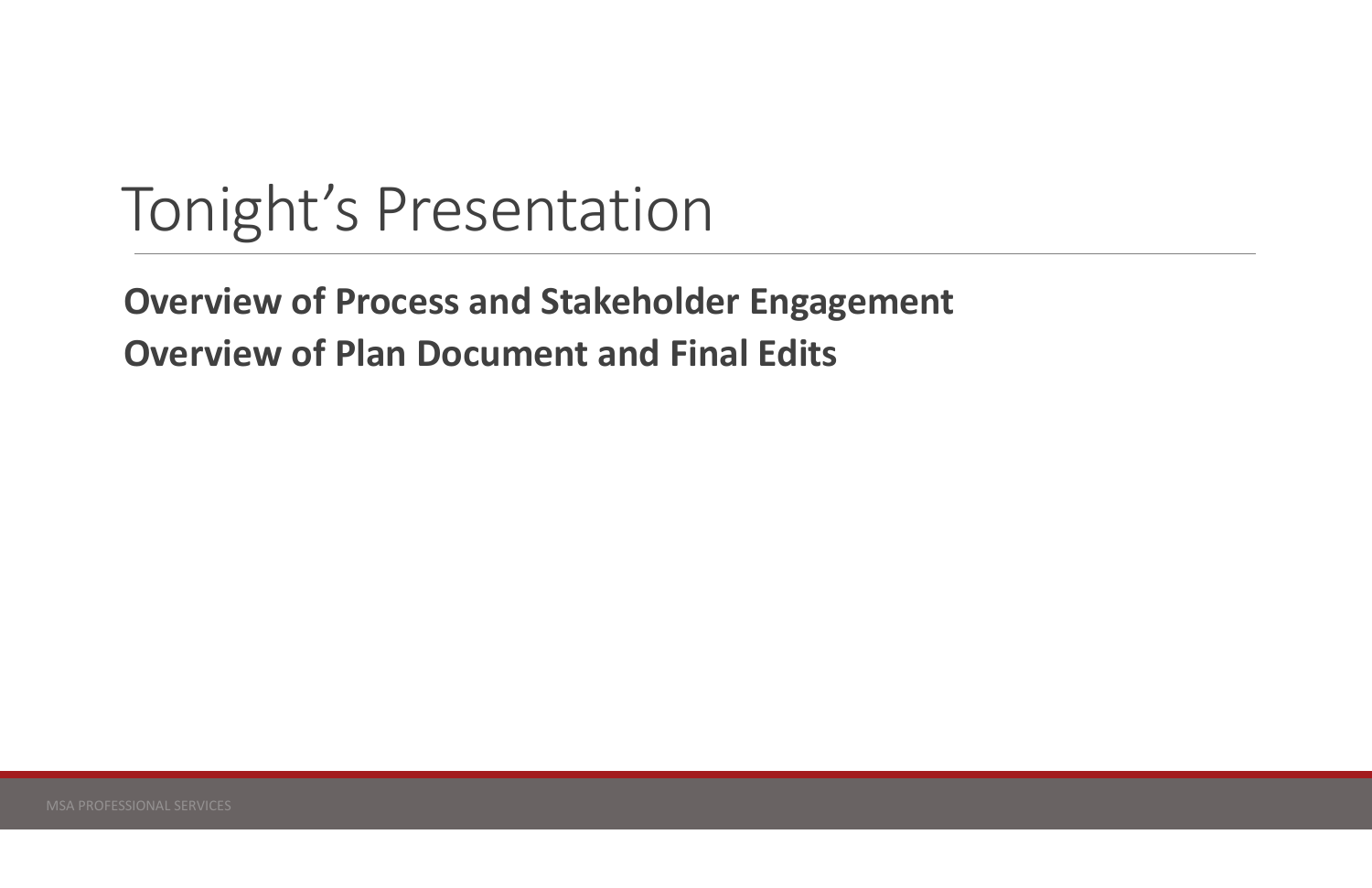# Tonight's Presentation

**Overview of Process and Stakeholder Engagement**

**Overview of Plan Document and Final Edits**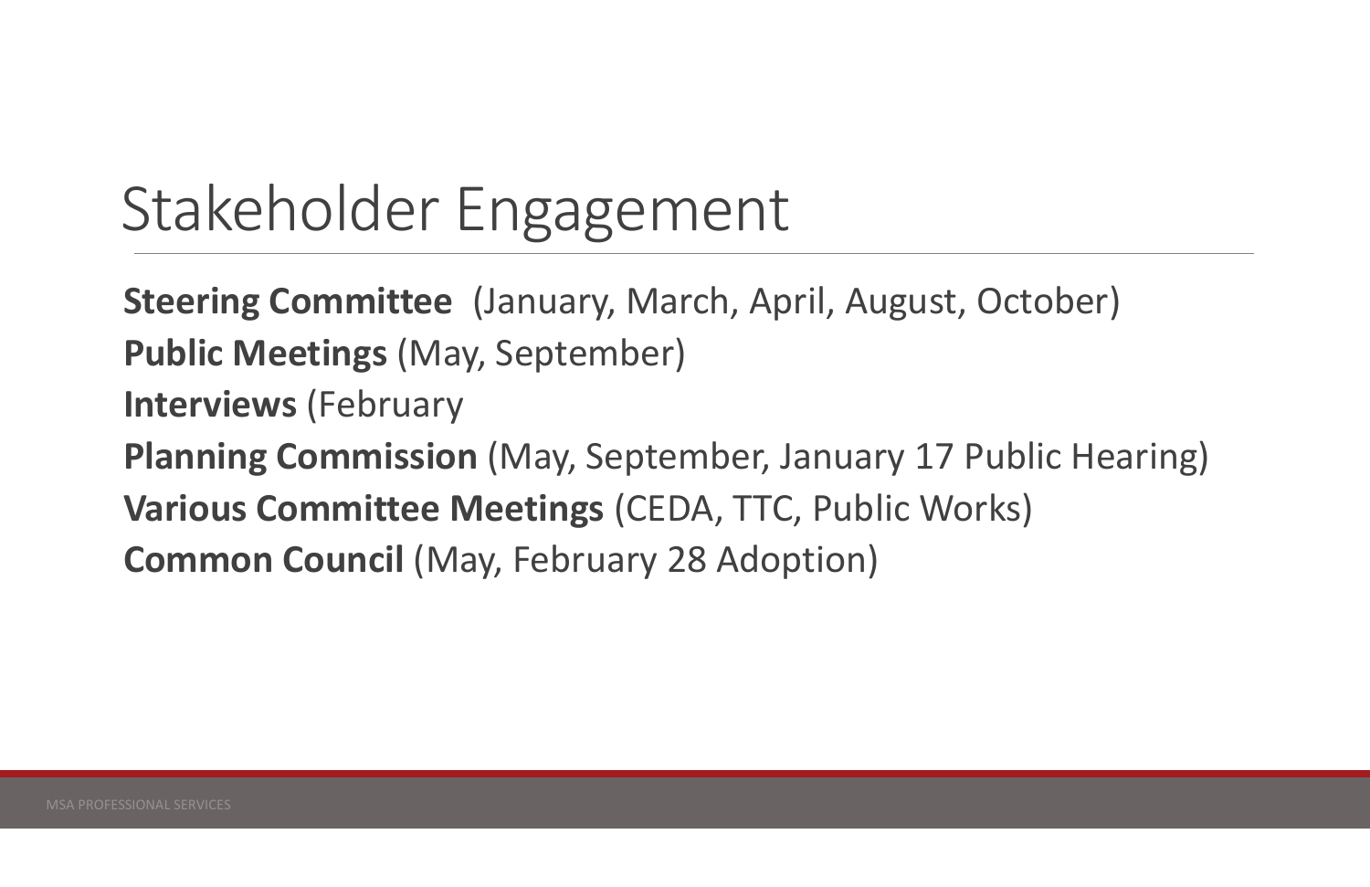# Stakeholder Engagement

**Steering Committee** (January, March, April, August, October)

**Public Meetings** (May, September)

**Interviews** (February

**Planning Commission** (May, September, January 17 Public Hearing)

**Various Committee Meetings** (CEDA, TTC, Public Works)

**Common Council** (May, February 28 Adoption)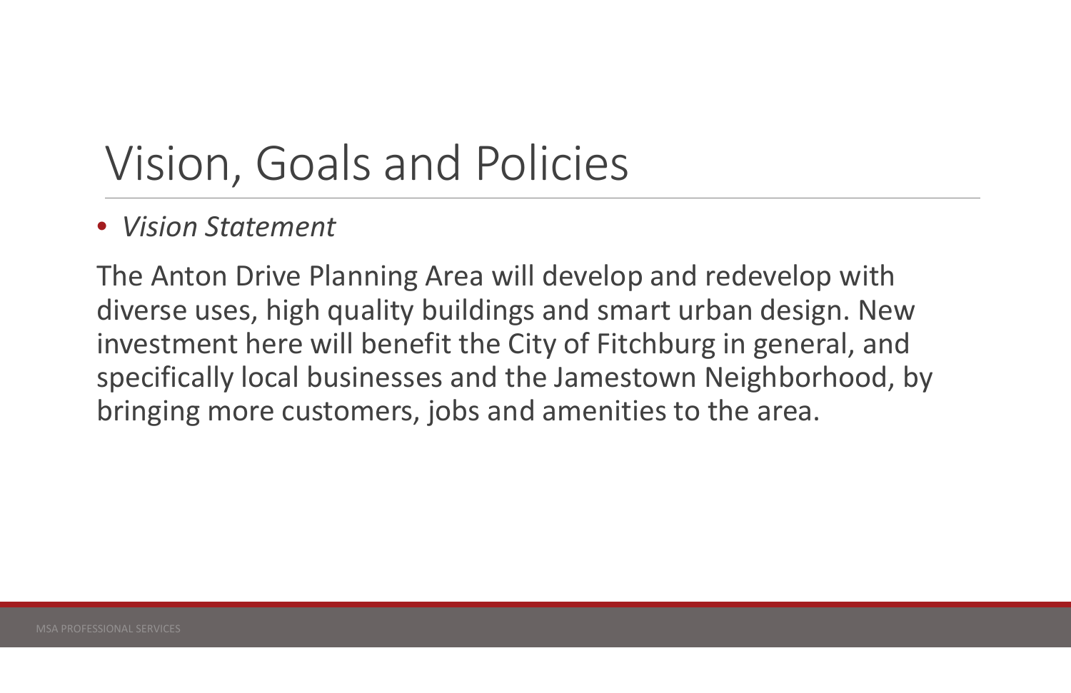# Vision, Goals and Policies

- *Vision Statement*

The Anton Drive Planning Area will develop and redevelop with diverse uses, high quality buildings and smart urban design. New investment here will benefit the City of Fitchburg in general, and specifically local businesses and the Jamestown Neighborhood, by bringing more customers, jobs and amenities to the area.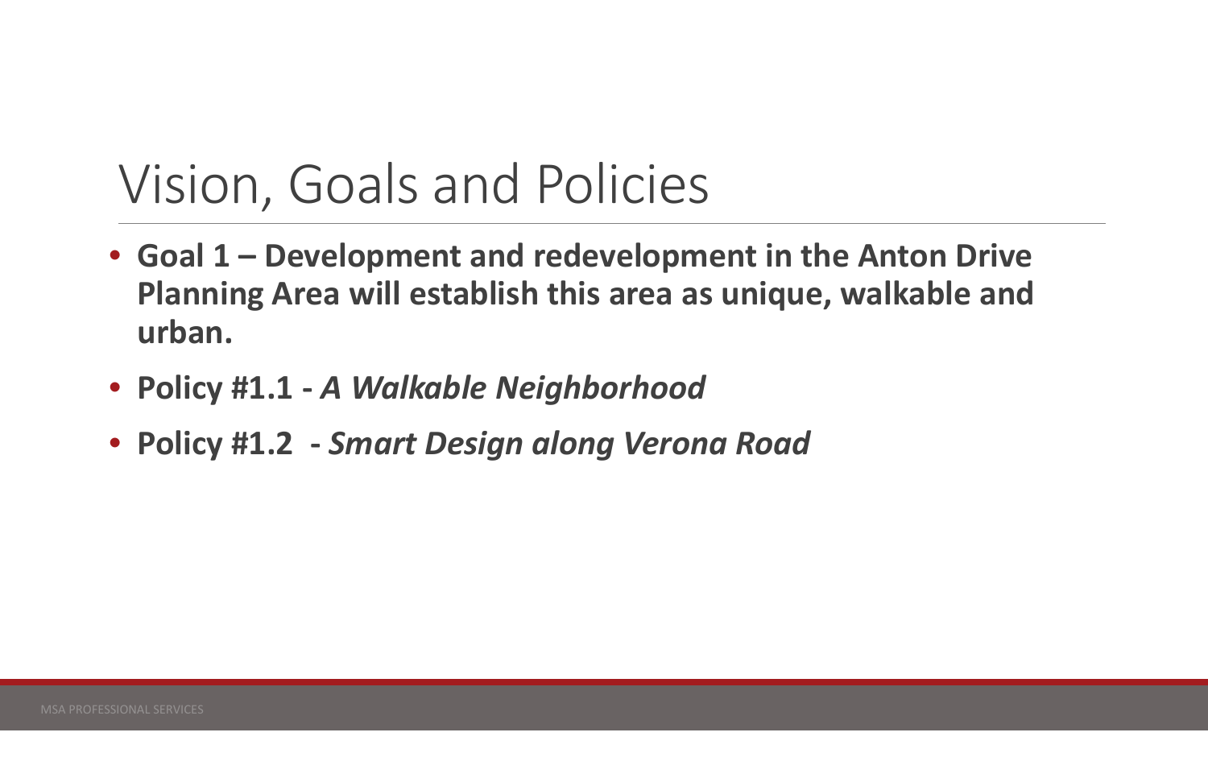# Vision, Goals and Policies

- **Goal 1 – Development and redevelopment in the Anton Drive Planning Area will establish this area as unique, walkable and urban.**
- **Policy #1.1 - *A Walkable Neighborhood***
- **Policy #1.2 - *Smart Design along Verona Road***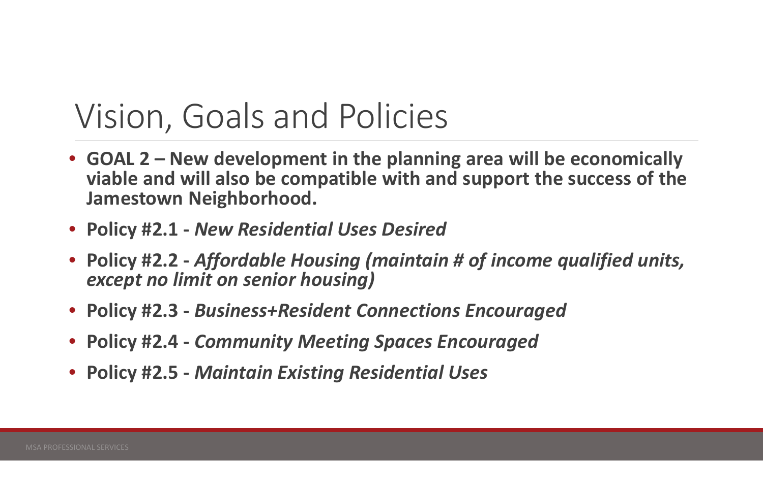# Vision, Goals and Policies

- **GOAL 2 – New development in the planning area will be economically viable and will also be compatible with and support the success of the Jamestown Neighborhood.**
- **Policy #2.1 -** ***New Residential Uses Desired***
- **Policy #2.2 -** ***Affordable Housing (maintain # of income qualified units, except no limit on senior housing)***
- **Policy #2.3 -** ***Business+Resident Connections Encouraged***
- **Policy #2.4 -** ***Community Meeting Spaces Encouraged***
- **Policy #2.5 -** ***Maintain Existing Residential Uses***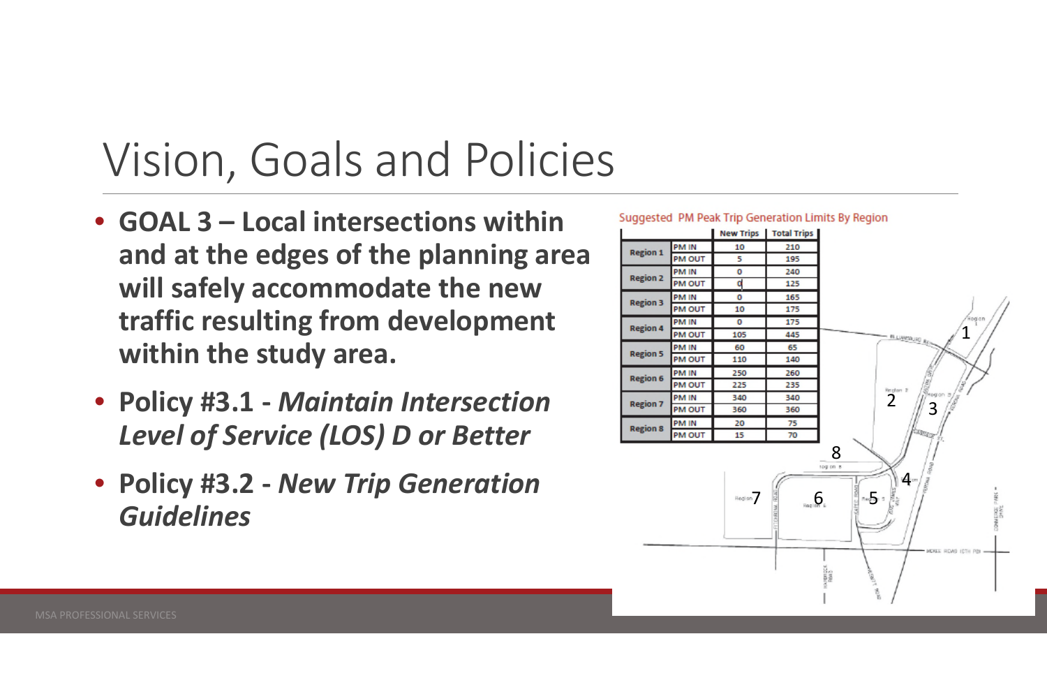# Vision, Goals and Policies

- **GOAL 3 – Local intersections within and at the edges of the planning area will safely accommodate the new traffic resulting from development within the study area.**
- **Policy #3.1 -** ***Maintain Intersection Level of Service (LOS) D or Better***
- **Policy #3.2 -** ***New Trip Generation Guidelines***

Suggested PM Peak Trip Generation Limits By Region

| | | New Trips | Total Trips |
|---|---|---|---|
| Region 1 | PM IN | 10 | 210 |
| | PM OUT | 5 | 195 |
| Region 2 | PM IN | 0 | 240 |
| | PM OUT | 0 | 125 |
| Region 3 | PM IN | 0 | 165 |
| | PM OUT | 10 | 175 |
| Region 4 | PM IN | 0 | 175 |
| | PM OUT | 105 | 445 |
| Region 5 | PM IN | 60 | 65 |
| | PM OUT | 110 | 140 |
| Region 6 | PM IN | 250 | 260 |
| | PM OUT | 225 | 235 |
| Region 7 | PM IN | 340 | 340 |
| | PM OUT | 360 | 360 |
| Region 8 | PM IN | 20 | 75 |
| | PM OUT | 15 | 70 |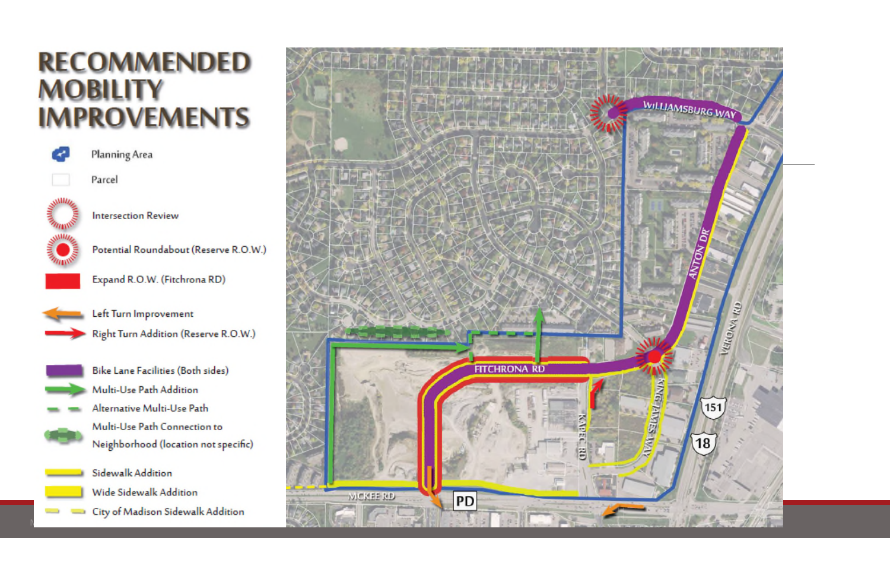# RECOMMENDED MOBILITY IMPROVEMENTS

- Planning Area
- Parcel
- Intersection Review
- Potential Roundabout (Reserve R.O.W.)
- Expand R.O.W. (Fitchrona RD)
- Left Turn Improvement
- Right Turn Addition (Reserve R.O.W.)
- Bike Lane Facilities (Both sides)
- Multi-Use Path Addition
- Alternative Multi-Use Path
- Multi-Use Path Connection to Neighborhood (location not specific)
- Sidewalk Addition
- Wide Sidewalk Addition
- City of Madison Sidewalk Addition

WILLIAMSBURG WAY

ANTON DR

VERONA RD

FITCHRONA RD

KAPEC RD

KING JAMES WAY

MCKEE RD

PD

151

18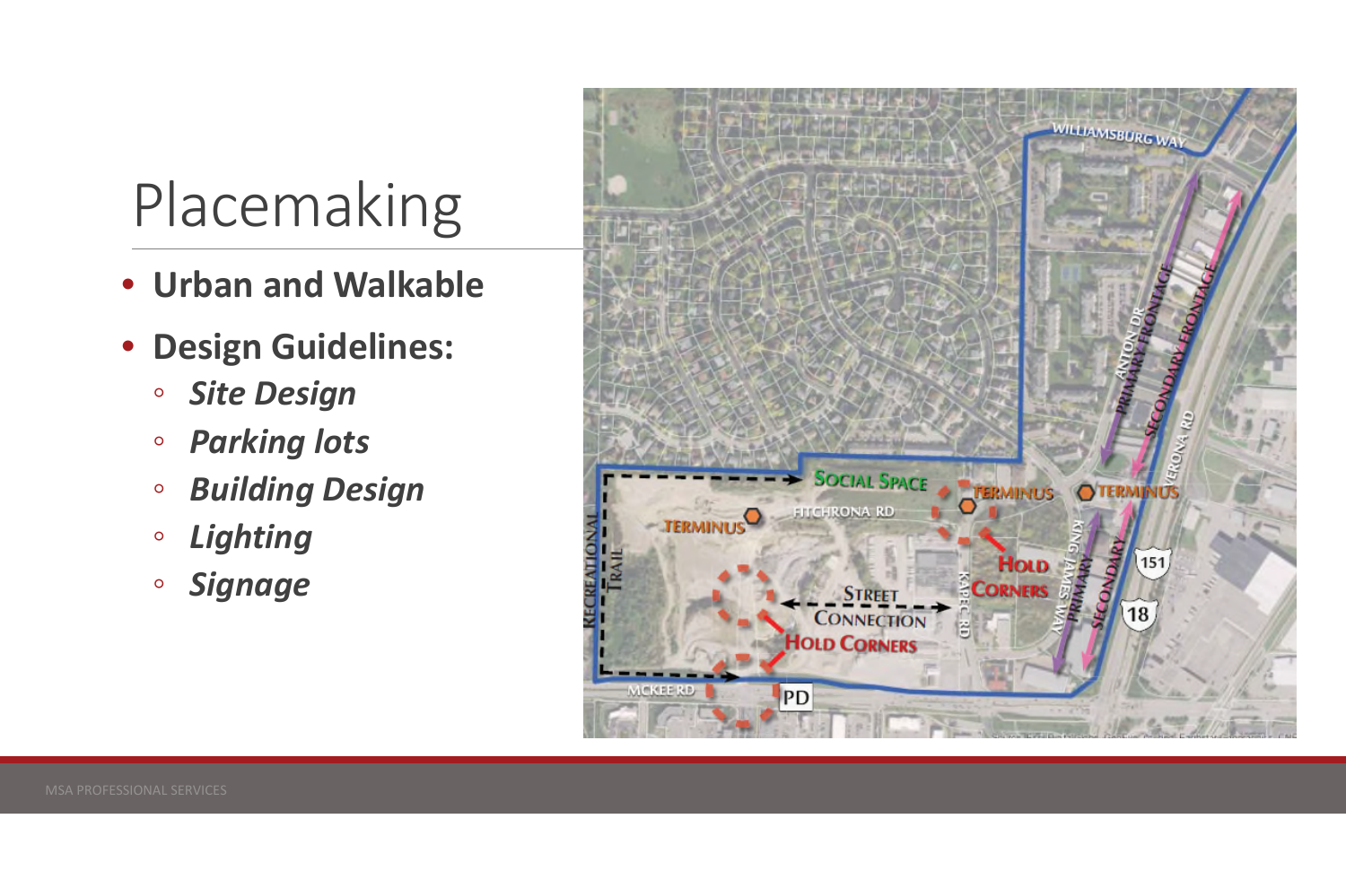# Placemaking

- **Urban and Walkable**
- **Design Guidelines:**
  - ***Site Design***
  - ***Parking lots***
  - ***Building Design***
  - ***Lighting***
  - ***Signage***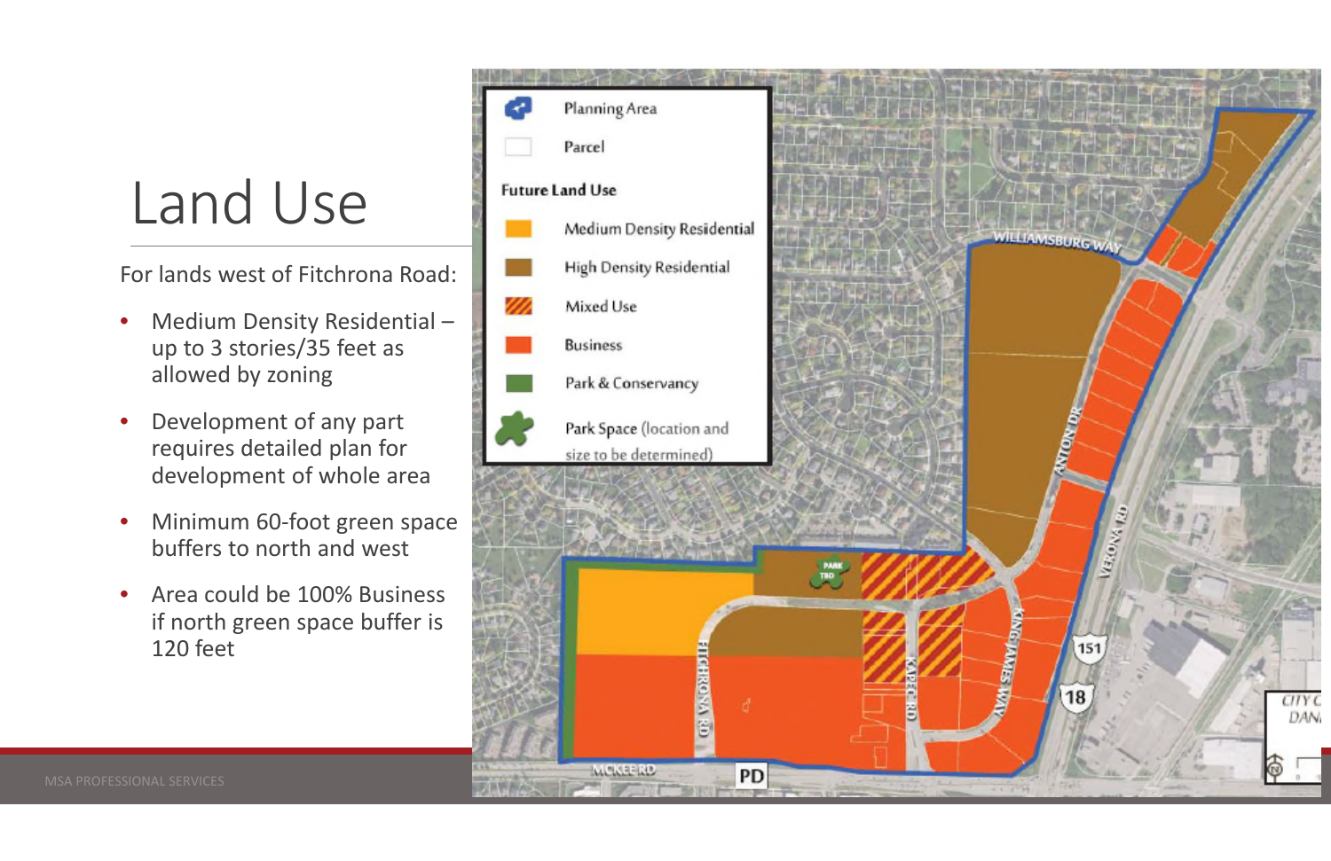# Land Use

For lands west of Fitchrona Road:

- Medium Density Residential – up to 3 stories/35 feet as allowed by zoning
- Development of any part requires detailed plan for development of whole area
- Minimum 60-foot green space buffers to north and west
- Area could be 100% Business if north green space buffer is 120 feet

Planning Area

Parcel

**Future Land Use**

Medium Density Residential

High Density Residential

Mixed Use

Business

Park & Conservancy

Park Space (location and size to be determined)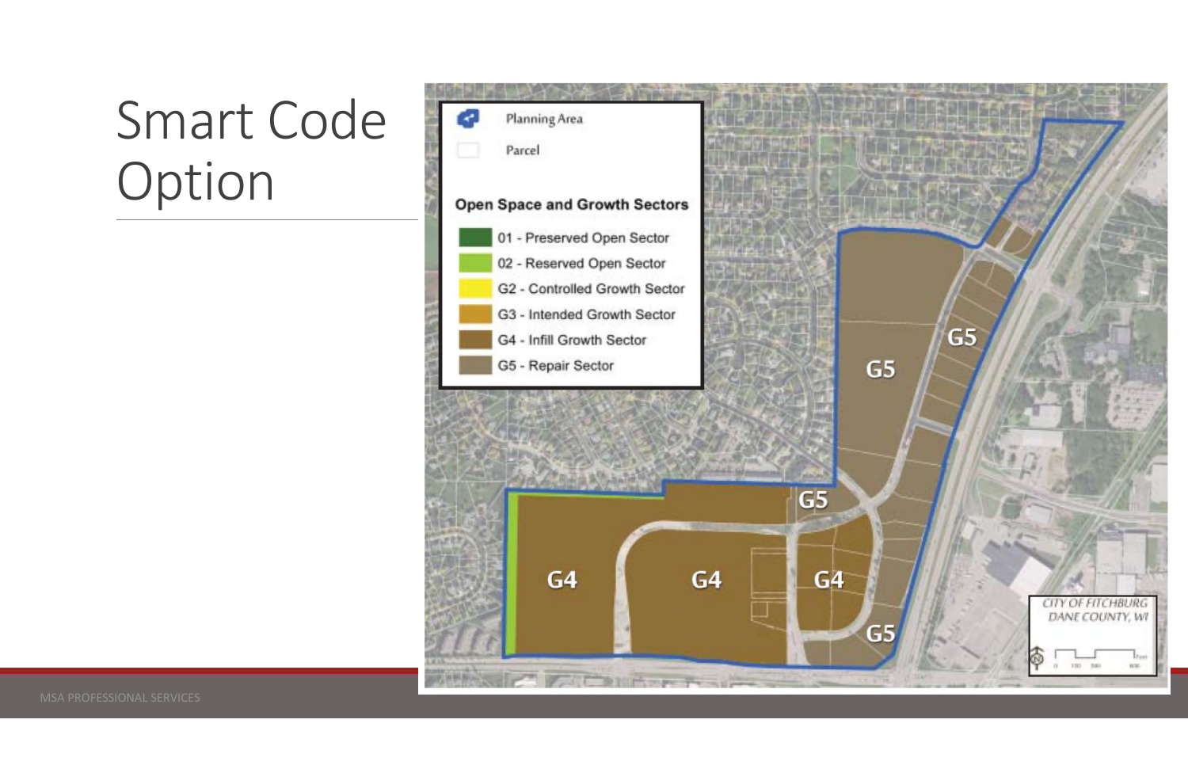# Smart Code Option

Planning Area

Parcel

**Open Space and Growth Sectors**

- 01 - Preserved Open Sector
- 02 - Reserved Open Sector
- G2 - Controlled Growth Sector
- G3 - Intended Growth Sector
- G4 - Infill Growth Sector
- G5 - Repair Sector

G5 G5 G5 G4 G4 G4 G5

CITY OF FITCHBURG
DANE COUNTY, WI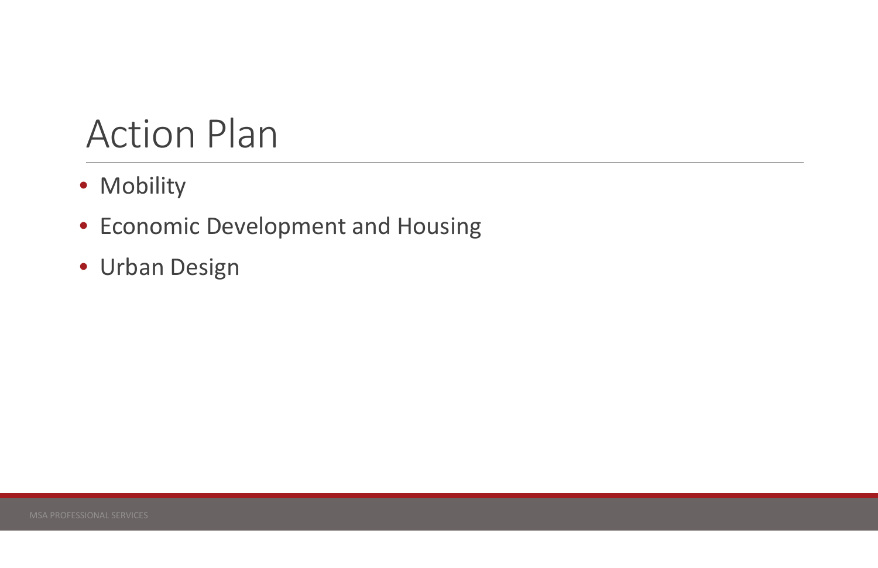# Action Plan

- Mobility
- Economic Development and Housing
- Urban Design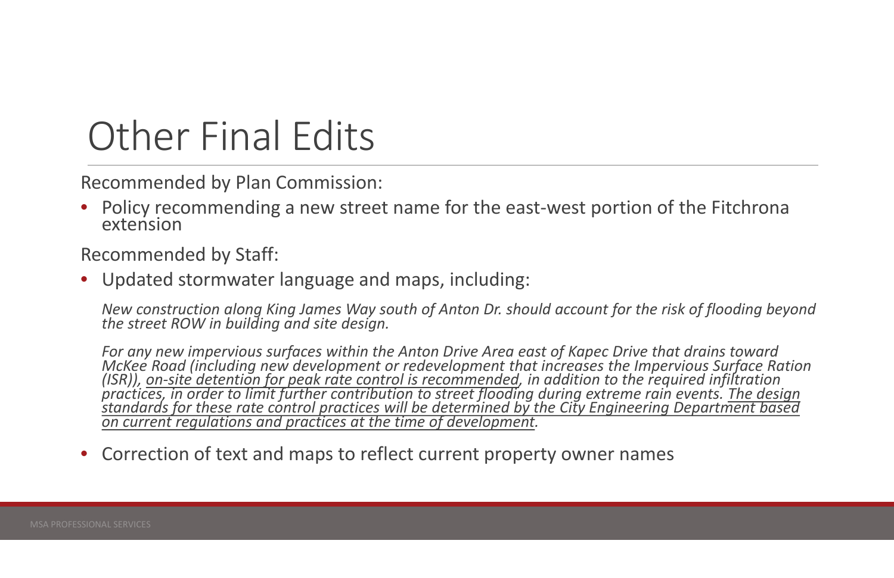# Other Final Edits

Recommended by Plan Commission:

- Policy recommending a new street name for the east-west portion of the Fitchrona extension

Recommended by Staff:

- Updated stormwater language and maps, including:

  *New construction along King James Way south of Anton Dr. should account for the risk of flooding beyond the street ROW in building and site design.*

  *For any new impervious surfaces within the Anton Drive Area east of Kapec Drive that drains toward McKee Road (including new development or redevelopment that increases the Impervious Surface Ration (ISR)), <u>on-site detention for peak rate control is recommended</u>, in addition to the required infiltration practices, in order to limit further contribution to street flooding during extreme rain events. <u>The design standards for these rate control practices will be determined by the City Engineering Department based on current regulations and practices at the time of development</u>.*

- Correction of text and maps to reflect current property owner names